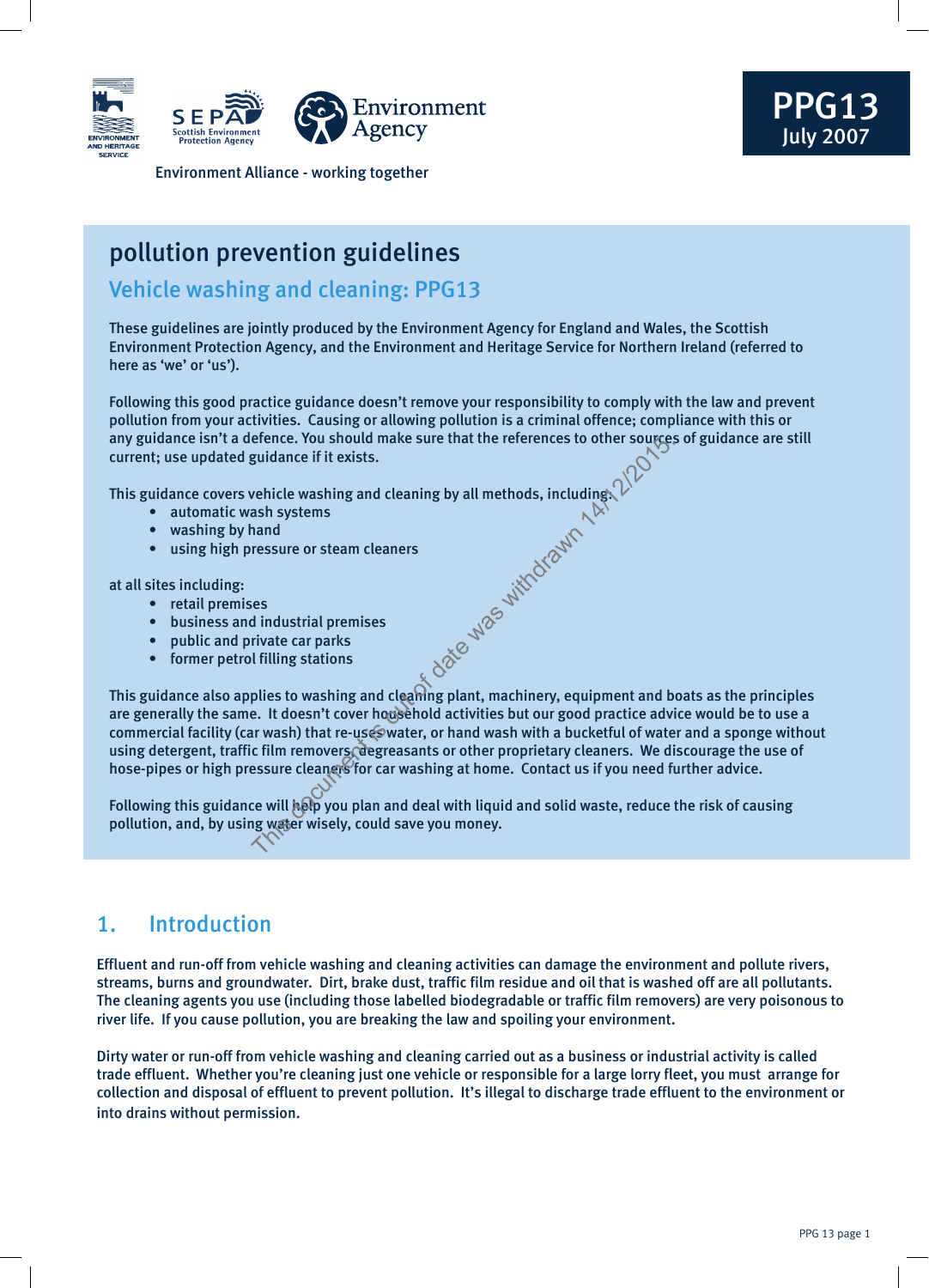Environment Alliance - working together

**PPG13**
**July 2007**

# pollution prevention guidelines

## Vehicle washing and cleaning: PPG13

These guidelines are jointly produced by the Environment Agency for England and Wales, the Scottish Environment Protection Agency, and the Environment and Heritage Service for Northern Ireland (referred to here as 'we' or 'us').

Following this good practice guidance doesn't remove your responsibility to comply with the law and prevent pollution from your activities. Causing or allowing pollution is a criminal offence; compliance with this or any guidance isn't a defence. You should make sure that the references to other sources of guidance are still current; use updated guidance if it exists.

This guidance covers vehicle washing and cleaning by all methods, including:

- automatic wash systems
- washing by hand
- using high pressure or steam cleaners

at all sites including:

- retail premises
- business and industrial premises
- public and private car parks
- former petrol filling stations

This guidance also applies to washing and cleaning plant, machinery, equipment and boats as the principles are generally the same. It doesn't cover household activities but our good practice advice would be to use a commercial facility (car wash) that re-uses water, or hand wash with a bucketful of water and a sponge without using detergent, traffic film removers, degreasants or other proprietary cleaners. We discourage the use of hose-pipes or high pressure cleaners for car washing at home. Contact us if you need further advice.

Following this guidance will help you plan and deal with liquid and solid waste, reduce the risk of causing pollution, and, by using water wisely, could save you money.

This document is out of date was withdrawn 14/12/2015

## 1. Introduction

Effluent and run-off from vehicle washing and cleaning activities can damage the environment and pollute rivers, streams, burns and groundwater. Dirt, brake dust, traffic film residue and oil that is washed off are all pollutants. The cleaning agents you use (including those labelled biodegradable or traffic film removers) are very poisonous to river life. If you cause pollution, you are breaking the law and spoiling your environment.

Dirty water or run-off from vehicle washing and cleaning carried out as a business or industrial activity is called trade effluent. Whether you're cleaning just one vehicle or responsible for a large lorry fleet, you must arrange for collection and disposal of effluent to prevent pollution. It's illegal to discharge trade effluent to the environment or into drains without permission.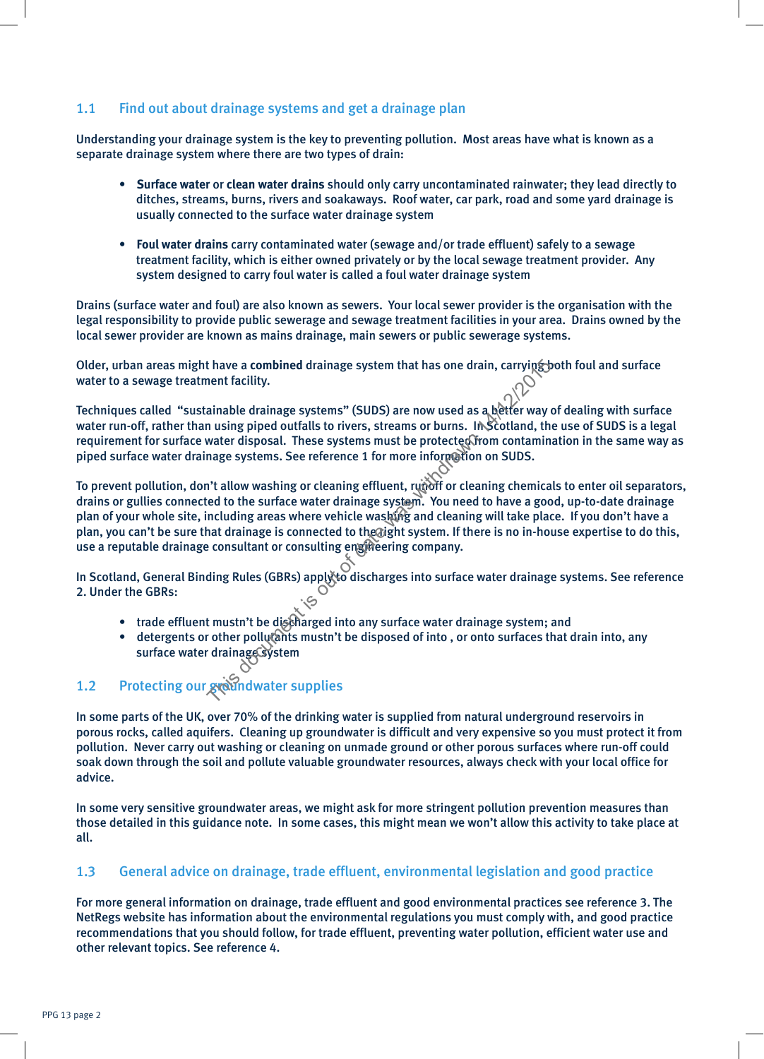## 1.1 Find out about drainage systems and get a drainage plan

Understanding your drainage system is the key to preventing pollution. Most areas have what is known as a separate drainage system where there are two types of drain:

- **Surface water** or **clean water drains** should only carry uncontaminated rainwater; they lead directly to ditches, streams, burns, rivers and soakaways. Roof water, car park, road and some yard drainage is usually connected to the surface water drainage system

- **Foul water drains** carry contaminated water (sewage and/or trade effluent) safely to a sewage treatment facility, which is either owned privately or by the local sewage treatment provider. Any system designed to carry foul water is called a foul water drainage system

Drains (surface water and foul) are also known as sewers. Your local sewer provider is the organisation with the legal responsibility to provide public sewerage and sewage treatment facilities in your area. Drains owned by the local sewer provider are known as mains drainage, main sewers or public sewerage systems.

Older, urban areas might have a **combined** drainage system that has one drain, carrying both foul and surface water to a sewage treatment facility.

Techniques called "sustainable drainage systems" (SUDS) are now used as a better way of dealing with surface water run-off, rather than using piped outfalls to rivers, streams or burns. In Scotland, the use of SUDS is a legal requirement for surface water disposal. These systems must be protected from contamination in the same way as piped surface water drainage systems. See reference 1 for more information on SUDS.

To prevent pollution, don't allow washing or cleaning effluent, runoff or cleaning chemicals to enter oil separators, drains or gullies connected to the surface water drainage system. You need to have a good, up-to-date drainage plan of your whole site, including areas where vehicle washing and cleaning will take place. If you don't have a plan, you can't be sure that drainage is connected to the right system. If there is no in-house expertise to do this, use a reputable drainage consultant or consulting engineering company.

In Scotland, General Binding Rules (GBRs) apply to discharges into surface water drainage systems. See reference 2. Under the GBRs:

- trade effluent mustn't be discharged into any surface water drainage system; and
- detergents or other pollutants mustn't be disposed of into , or onto surfaces that drain into, any surface water drainage system

## 1.2 Protecting our groundwater supplies

In some parts of the UK, over 70% of the drinking water is supplied from natural underground reservoirs in porous rocks, called aquifers. Cleaning up groundwater is difficult and very expensive so you must protect it from pollution. Never carry out washing or cleaning on unmade ground or other porous surfaces where run-off could soak down through the soil and pollute valuable groundwater resources, always check with your local office for advice.

In some very sensitive groundwater areas, we might ask for more stringent pollution prevention measures than those detailed in this guidance note. In some cases, this might mean we won't allow this activity to take place at all.

## 1.3 General advice on drainage, trade effluent, environmental legislation and good practice

For more general information on drainage, trade effluent and good environmental practices see reference 3. The NetRegs website has information about the environmental regulations you must comply with, and good practice recommendations that you should follow, for trade effluent, preventing water pollution, efficient water use and other relevant topics. See reference 4.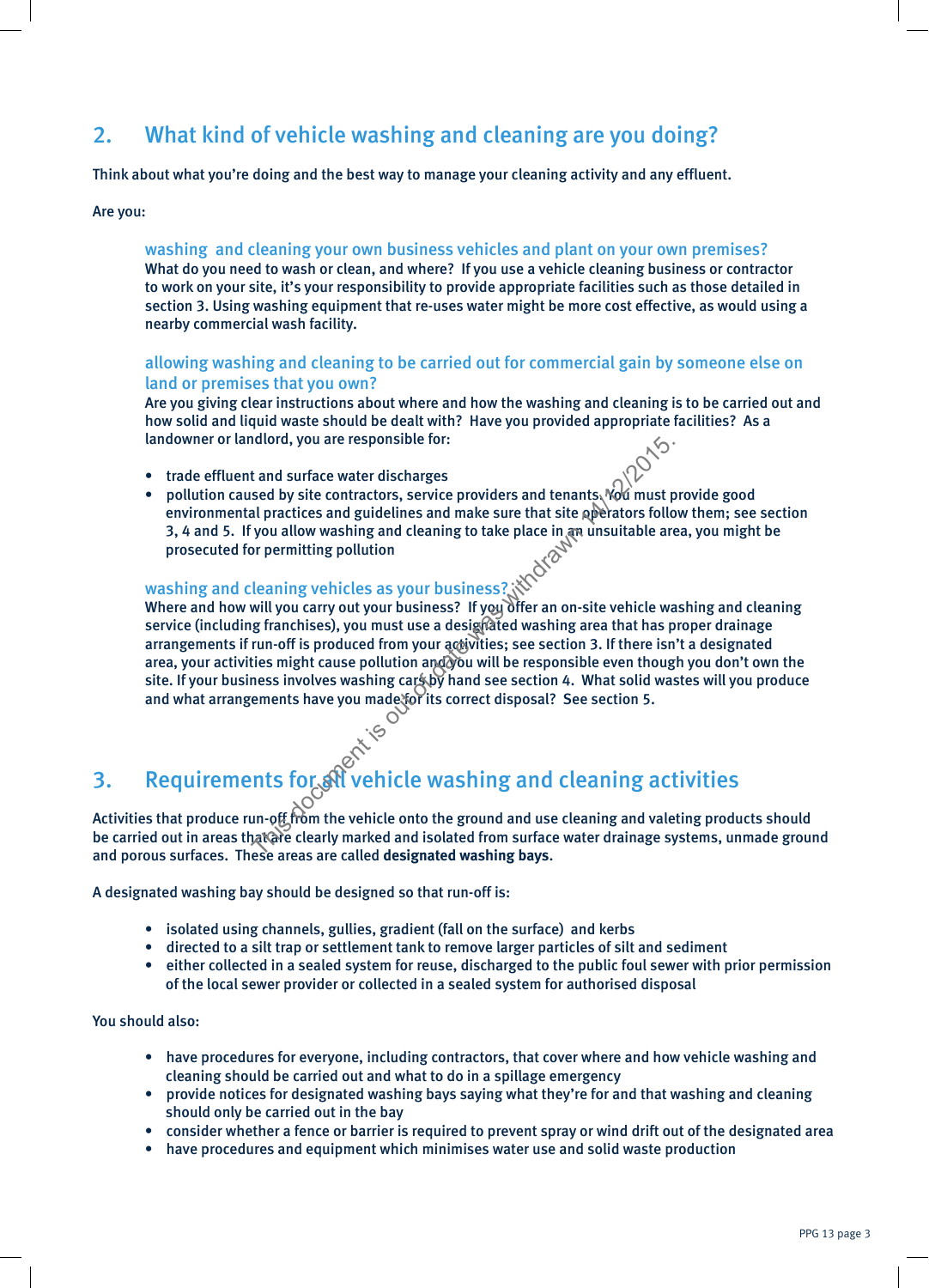## 2. What kind of vehicle washing and cleaning are you doing?

Think about what you're doing and the best way to manage your cleaning activity and any effluent.

Are you:

### washing and cleaning your own business vehicles and plant on your own premises?

What do you need to wash or clean, and where? If you use a vehicle cleaning business or contractor to work on your site, it's your responsibility to provide appropriate facilities such as those detailed in section 3. Using washing equipment that re-uses water might be more cost effective, as would using a nearby commercial wash facility.

### allowing washing and cleaning to be carried out for commercial gain by someone else on land or premises that you own?

Are you giving clear instructions about where and how the washing and cleaning is to be carried out and how solid and liquid waste should be dealt with? Have you provided appropriate facilities? As a landowner or landlord, you are responsible for:

- trade effluent and surface water discharges
- pollution caused by site contractors, service providers and tenants. You must provide good environmental practices and guidelines and make sure that site operators follow them; see section 3, 4 and 5. If you allow washing and cleaning to take place in an unsuitable area, you might be prosecuted for permitting pollution

### washing and cleaning vehicles as your business?

Where and how will you carry out your business? If you offer an on-site vehicle washing and cleaning service (including franchises), you must use a designated washing area that has proper drainage arrangements if run-off is produced from your activities; see section 3. If there isn't a designated area, your activities might cause pollution and you will be responsible even though you don't own the site. If your business involves washing cars by hand see section 4. What solid wastes will you produce and what arrangements have you made for its correct disposal? See section 5.

## 3. Requirements for all vehicle washing and cleaning activities

Activities that produce run-off from the vehicle onto the ground and use cleaning and valeting products should be carried out in areas that are clearly marked and isolated from surface water drainage systems, unmade ground and porous surfaces. These areas are called **designated washing bays**.

A designated washing bay should be designed so that run-off is:

- isolated using channels, gullies, gradient (fall on the surface) and kerbs
- directed to a silt trap or settlement tank to remove larger particles of silt and sediment
- either collected in a sealed system for reuse, discharged to the public foul sewer with prior permission of the local sewer provider or collected in a sealed system for authorised disposal

You should also:

- have procedures for everyone, including contractors, that cover where and how vehicle washing and cleaning should be carried out and what to do in a spillage emergency
- provide notices for designated washing bays saying what they're for and that washing and cleaning should only be carried out in the bay
- consider whether a fence or barrier is required to prevent spray or wind drift out of the designated area
- have procedures and equipment which minimises water use and solid waste production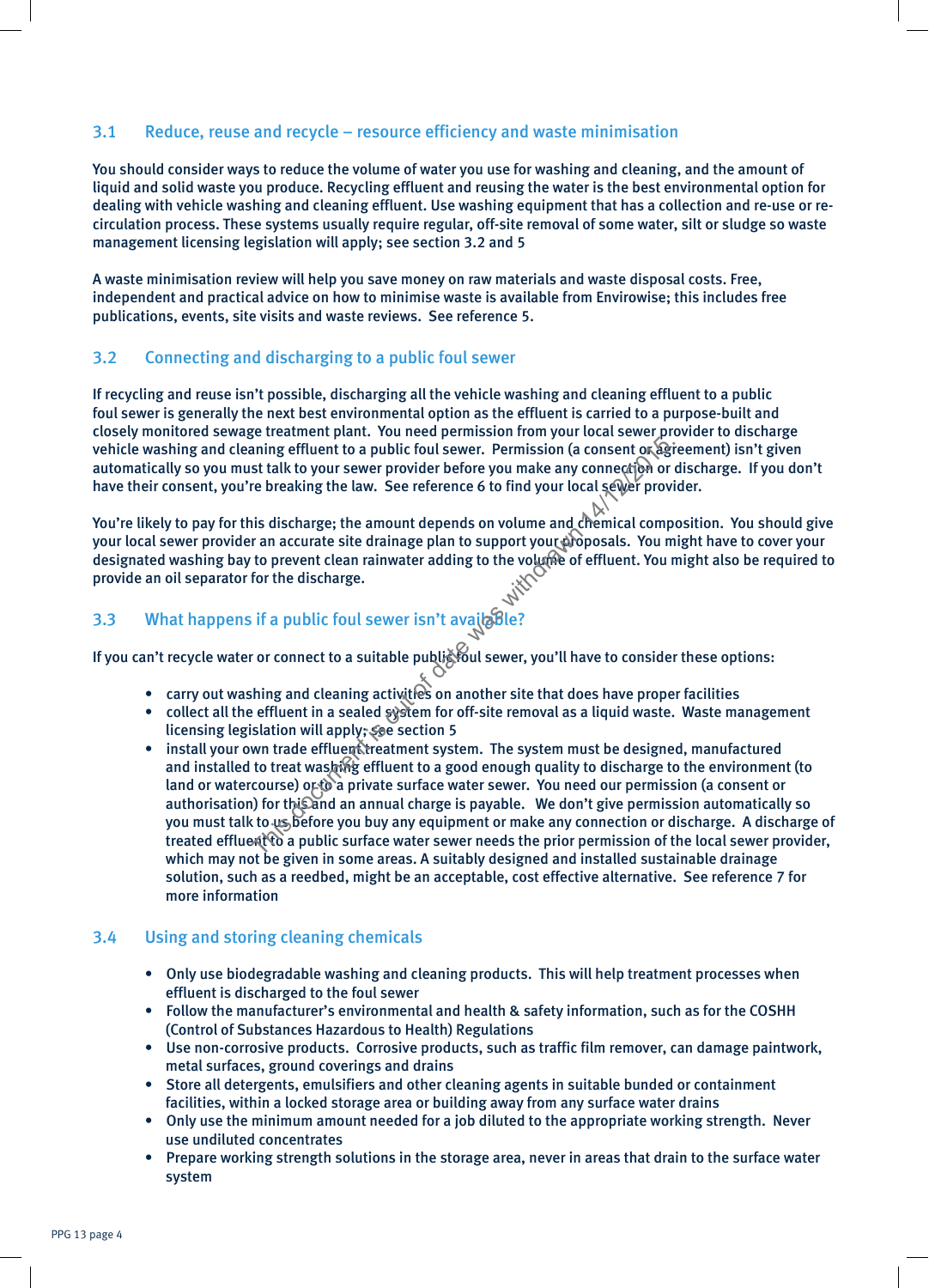## 3.1 Reduce, reuse and recycle – resource efficiency and waste minimisation

You should consider ways to reduce the volume of water you use for washing and cleaning, and the amount of liquid and solid waste you produce. Recycling effluent and reusing the water is the best environmental option for dealing with vehicle washing and cleaning effluent. Use washing equipment that has a collection and re-use or re-circulation process. These systems usually require regular, off-site removal of some water, silt or sludge so waste management licensing legislation will apply; see section 3.2 and 5

A waste minimisation review will help you save money on raw materials and waste disposal costs. Free, independent and practical advice on how to minimise waste is available from Envirowise; this includes free publications, events, site visits and waste reviews. See reference 5.

## 3.2 Connecting and discharging to a public foul sewer

If recycling and reuse isn't possible, discharging all the vehicle washing and cleaning effluent to a public foul sewer is generally the next best environmental option as the effluent is carried to a purpose-built and closely monitored sewage treatment plant. You need permission from your local sewer provider to discharge vehicle washing and cleaning effluent to a public foul sewer. Permission (a consent or agreement) isn't given automatically so you must talk to your sewer provider before you make any connection or discharge. If you don't have their consent, you're breaking the law. See reference 6 to find your local sewer provider.

You're likely to pay for this discharge; the amount depends on volume and chemical composition. You should give your local sewer provider an accurate site drainage plan to support your proposals. You might have to cover your designated washing bay to prevent clean rainwater adding to the volume of effluent. You might also be required to provide an oil separator for the discharge.

## 3.3 What happens if a public foul sewer isn't available?

If you can't recycle water or connect to a suitable public foul sewer, you'll have to consider these options:

- carry out washing and cleaning activities on another site that does have proper facilities
- collect all the effluent in a sealed system for off-site removal as a liquid waste. Waste management licensing legislation will apply; see section 5
- install your own trade effluent treatment system. The system must be designed, manufactured and installed to treat washing effluent to a good enough quality to discharge to the environment (to land or watercourse) or to a private surface water sewer. You need our permission (a consent or authorisation) for this and an annual charge is payable. We don't give permission automatically so you must talk to us before you buy any equipment or make any connection or discharge. A discharge of treated effluent to a public surface water sewer needs the prior permission of the local sewer provider, which may not be given in some areas. A suitably designed and installed sustainable drainage solution, such as a reedbed, might be an acceptable, cost effective alternative. See reference 7 for more information

## 3.4 Using and storing cleaning chemicals

- Only use biodegradable washing and cleaning products. This will help treatment processes when effluent is discharged to the foul sewer
- Follow the manufacturer's environmental and health & safety information, such as for the COSHH (Control of Substances Hazardous to Health) Regulations
- Use non-corrosive products. Corrosive products, such as traffic film remover, can damage paintwork, metal surfaces, ground coverings and drains
- Store all detergents, emulsifiers and other cleaning agents in suitable bunded or containment facilities, within a locked storage area or building away from any surface water drains
- Only use the minimum amount needed for a job diluted to the appropriate working strength. Never use undiluted concentrates
- Prepare working strength solutions in the storage area, never in areas that drain to the surface water system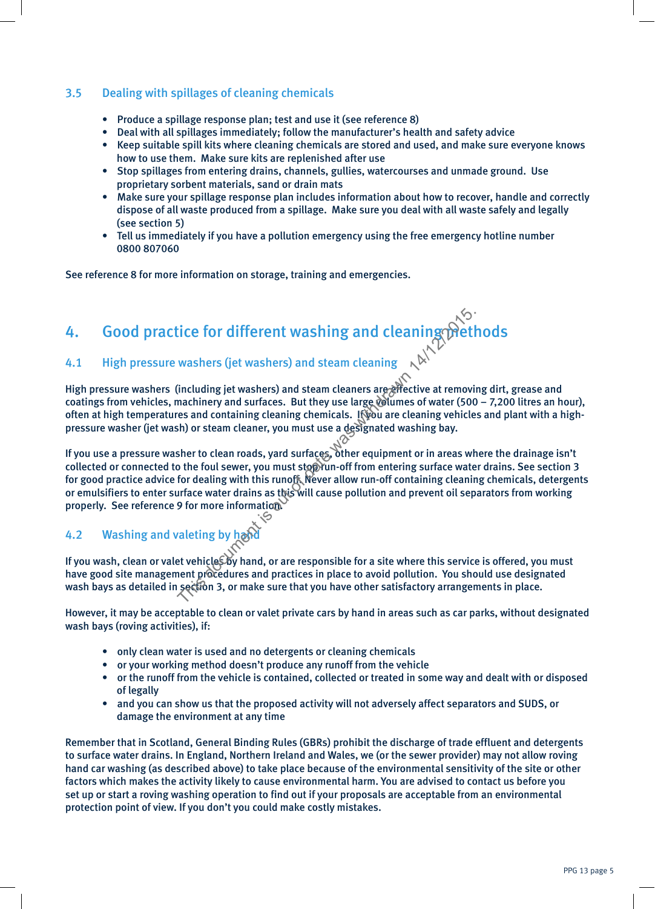### 3.5 Dealing with spillages of cleaning chemicals

- Produce a spillage response plan; test and use it (see reference 8)
- Deal with all spillages immediately; follow the manufacturer's health and safety advice
- Keep suitable spill kits where cleaning chemicals are stored and used, and make sure everyone knows how to use them. Make sure kits are replenished after use
- Stop spillages from entering drains, channels, gullies, watercourses and unmade ground. Use proprietary sorbent materials, sand or drain mats
- Make sure your spillage response plan includes information about how to recover, handle and correctly dispose of all waste produced from a spillage. Make sure you deal with all waste safely and legally (see section 5)
- Tell us immediately if you have a pollution emergency using the free emergency hotline number 0800 807060

See reference 8 for more information on storage, training and emergencies.

## 4. Good practice for different washing and cleaning methods

### 4.1 High pressure washers (jet washers) and steam cleaning

High pressure washers (including jet washers) and steam cleaners are effective at removing dirt, grease and coatings from vehicles, machinery and surfaces. But they use large volumes of water (500 – 7,200 litres an hour), often at high temperatures and containing cleaning chemicals. If you are cleaning vehicles and plant with a high-pressure washer (jet wash) or steam cleaner, you must use a designated washing bay.

If you use a pressure washer to clean roads, yard surfaces, other equipment or in areas where the drainage isn't collected or connected to the foul sewer, you must stop run-off from entering surface water drains. See section 3 for good practice advice for dealing with this runoff. Never allow run-off containing cleaning chemicals, detergents or emulsifiers to enter surface water drains as this will cause pollution and prevent oil separators from working properly. See reference 9 for more information.

### 4.2 Washing and valeting by hand

If you wash, clean or valet vehicles by hand, or are responsible for a site where this service is offered, you must have good site management procedures and practices in place to avoid pollution. You should use designated wash bays as detailed in section 3, or make sure that you have other satisfactory arrangements in place.

However, it may be acceptable to clean or valet private cars by hand in areas such as car parks, without designated wash bays (roving activities), if:

- only clean water is used and no detergents or cleaning chemicals
- or your working method doesn't produce any runoff from the vehicle
- or the runoff from the vehicle is contained, collected or treated in some way and dealt with or disposed of legally
- and you can show us that the proposed activity will not adversely affect separators and SUDS, or damage the environment at any time

Remember that in Scotland, General Binding Rules (GBRs) prohibit the discharge of trade effluent and detergents to surface water drains. In England, Northern Ireland and Wales, we (or the sewer provider) may not allow roving hand car washing (as described above) to take place because of the environmental sensitivity of the site or other factors which makes the activity likely to cause environmental harm. You are advised to contact us before you set up or start a roving washing operation to find out if your proposals are acceptable from an environmental protection point of view. If you don't you could make costly mistakes.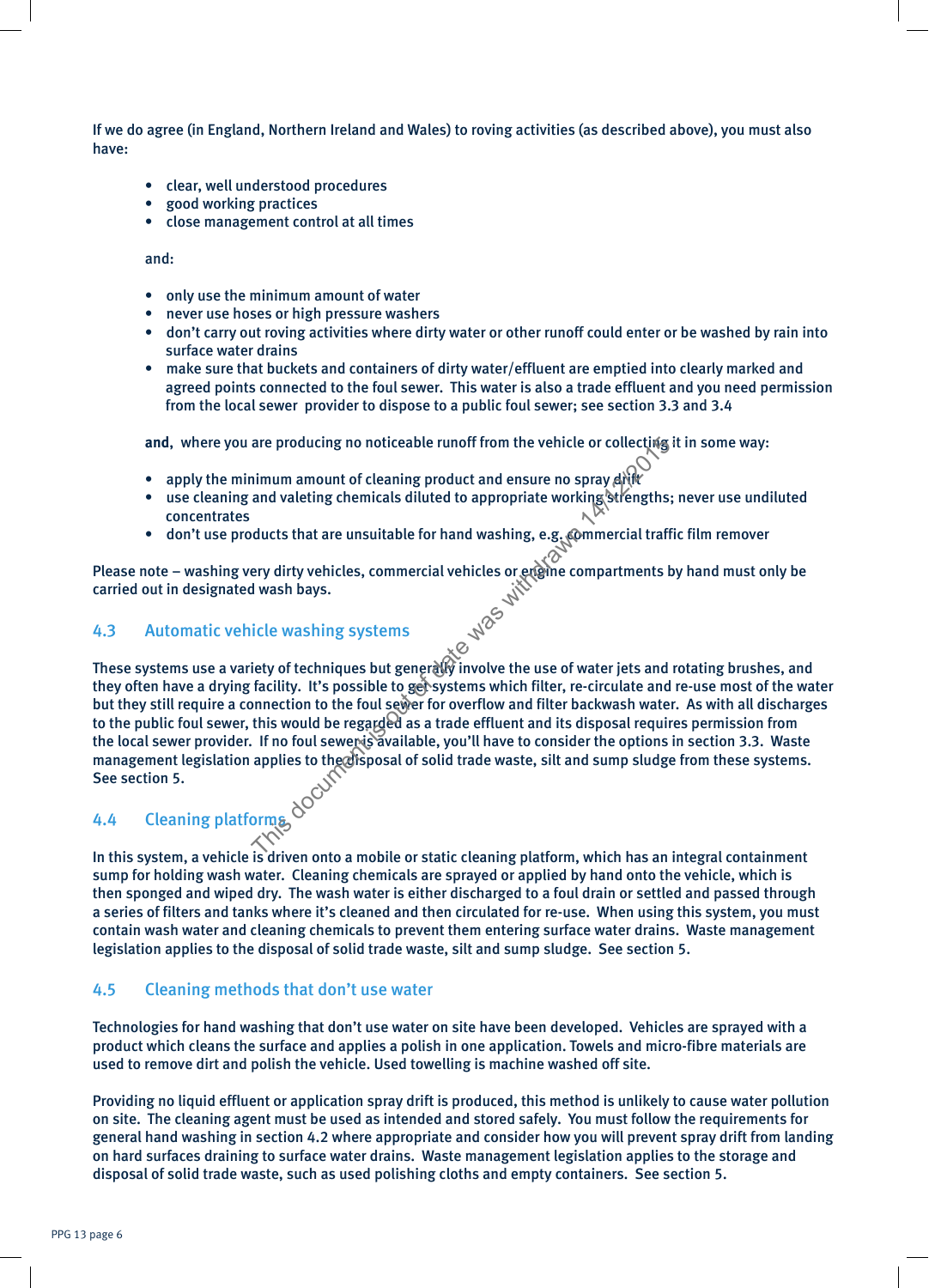If we do agree (in England, Northern Ireland and Wales) to roving activities (as described above), you must also have:

- clear, well understood procedures
- good working practices
- close management control at all times

and:

- only use the minimum amount of water
- never use hoses or high pressure washers
- don't carry out roving activities where dirty water or other runoff could enter or be washed by rain into surface water drains
- make sure that buckets and containers of dirty water/effluent are emptied into clearly marked and agreed points connected to the foul sewer. This water is also a trade effluent and you need permission from the local sewer provider to dispose to a public foul sewer; see section 3.3 and 3.4

**and**, where you are producing no noticeable runoff from the vehicle or collecting it in some way:

- apply the minimum amount of cleaning product and ensure no spray drift
- use cleaning and valeting chemicals diluted to appropriate working strengths; never use undiluted concentrates
- don't use products that are unsuitable for hand washing, e.g. commercial traffic film remover

Please note – washing very dirty vehicles, commercial vehicles or engine compartments by hand must only be carried out in designated wash bays.

## 4.3 Automatic vehicle washing systems

These systems use a variety of techniques but generally involve the use of water jets and rotating brushes, and they often have a drying facility. It's possible to get systems which filter, re-circulate and re-use most of the water but they still require a connection to the foul sewer for overflow and filter backwash water. As with all discharges to the public foul sewer, this would be regarded as a trade effluent and its disposal requires permission from the local sewer provider. If no foul sewer is available, you'll have to consider the options in section 3.3. Waste management legislation applies to the disposal of solid trade waste, silt and sump sludge from these systems. See section 5.

## 4.4 Cleaning platforms

In this system, a vehicle is driven onto a mobile or static cleaning platform, which has an integral containment sump for holding wash water. Cleaning chemicals are sprayed or applied by hand onto the vehicle, which is then sponged and wiped dry. The wash water is either discharged to a foul drain or settled and passed through a series of filters and tanks where it's cleaned and then circulated for re-use. When using this system, you must contain wash water and cleaning chemicals to prevent them entering surface water drains. Waste management legislation applies to the disposal of solid trade waste, silt and sump sludge. See section 5.

## 4.5 Cleaning methods that don't use water

Technologies for hand washing that don't use water on site have been developed. Vehicles are sprayed with a product which cleans the surface and applies a polish in one application. Towels and micro-fibre materials are used to remove dirt and polish the vehicle. Used towelling is machine washed off site.

Providing no liquid effluent or application spray drift is produced, this method is unlikely to cause water pollution on site. The cleaning agent must be used as intended and stored safely. You must follow the requirements for general hand washing in section 4.2 where appropriate and consider how you will prevent spray drift from landing on hard surfaces draining to surface water drains. Waste management legislation applies to the storage and disposal of solid trade waste, such as used polishing cloths and empty containers. See section 5.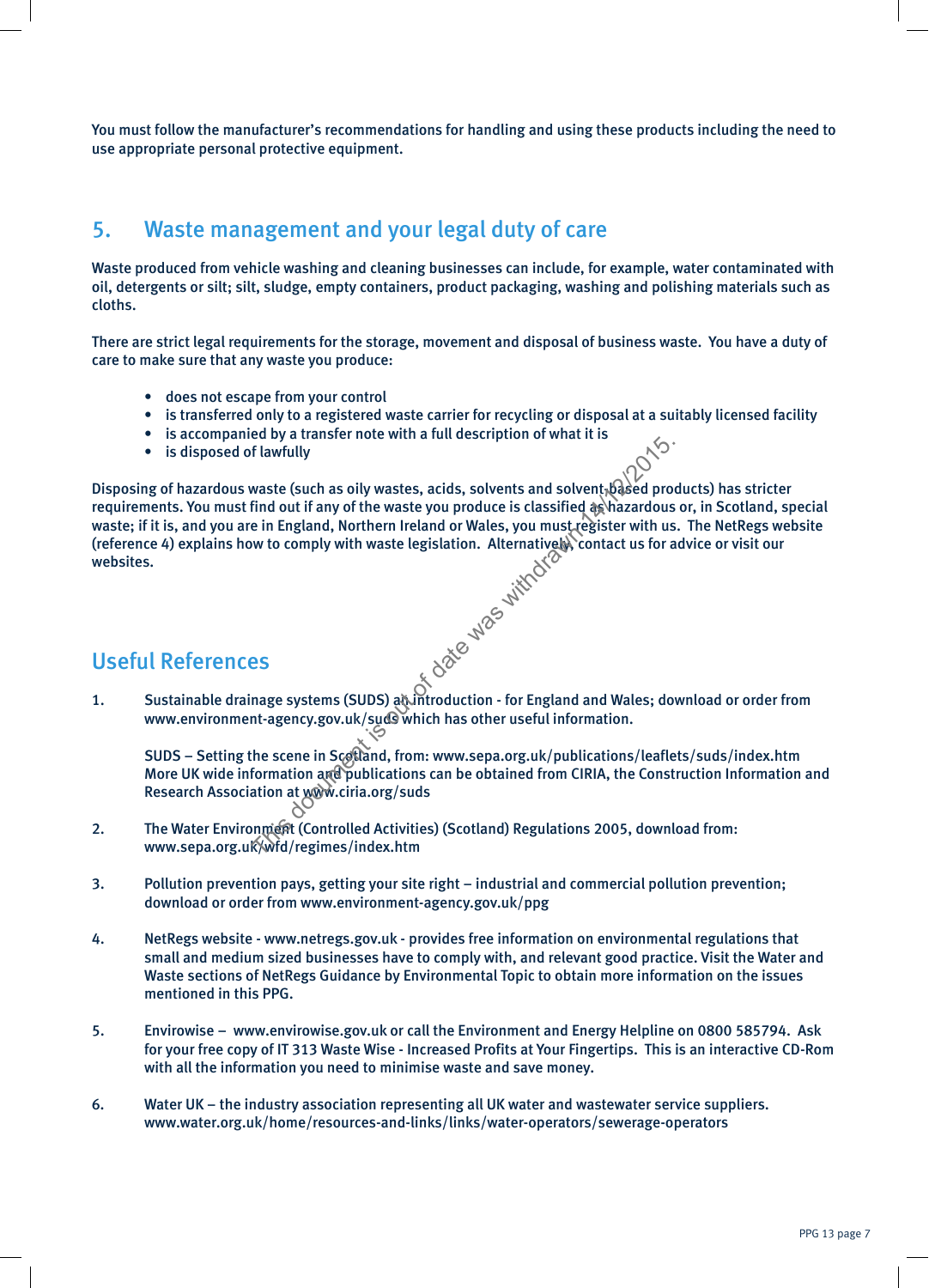You must follow the manufacturer's recommendations for handling and using these products including the need to use appropriate personal protective equipment.

## 5. Waste management and your legal duty of care

Waste produced from vehicle washing and cleaning businesses can include, for example, water contaminated with oil, detergents or silt; silt, sludge, empty containers, product packaging, washing and polishing materials such as cloths.

There are strict legal requirements for the storage, movement and disposal of business waste. You have a duty of care to make sure that any waste you produce:

- does not escape from your control
- is transferred only to a registered waste carrier for recycling or disposal at a suitably licensed facility
- is accompanied by a transfer note with a full description of what it is
- is disposed of lawfully

Disposing of hazardous waste (such as oily wastes, acids, solvents and solvent-based products) has stricter requirements. You must find out if any of the waste you produce is classified as hazardous or, in Scotland, special waste; if it is, and you are in England, Northern Ireland or Wales, you must register with us. The NetRegs website (reference 4) explains how to comply with waste legislation. Alternatively, contact us for advice or visit our websites.

This document is out of date was withdrawn 14/12/2015.

## Useful References

1. Sustainable drainage systems (SUDS) an introduction - for England and Wales; download or order from www.environment-agency.gov.uk/suds which has other useful information.

   SUDS – Setting the scene in Scotland, from: www.sepa.org.uk/publications/leaflets/suds/index.htm
   More UK wide information and publications can be obtained from CIRIA, the Construction Information and Research Association at www.ciria.org/suds

2. The Water Environment (Controlled Activities) (Scotland) Regulations 2005, download from: www.sepa.org.uk/wfd/regimes/index.htm

3. Pollution prevention pays, getting your site right – industrial and commercial pollution prevention; download or order from www.environment-agency.gov.uk/ppg

4. NetRegs website - www.netregs.gov.uk - provides free information on environmental regulations that small and medium sized businesses have to comply with, and relevant good practice. Visit the Water and Waste sections of NetRegs Guidance by Environmental Topic to obtain more information on the issues mentioned in this PPG.

5. Envirowise – www.envirowise.gov.uk or call the Environment and Energy Helpline on 0800 585794. Ask for your free copy of IT 313 Waste Wise - Increased Profits at Your Fingertips. This is an interactive CD-Rom with all the information you need to minimise waste and save money.

6. Water UK – the industry association representing all UK water and wastewater service suppliers. www.water.org.uk/home/resources-and-links/links/water-operators/sewerage-operators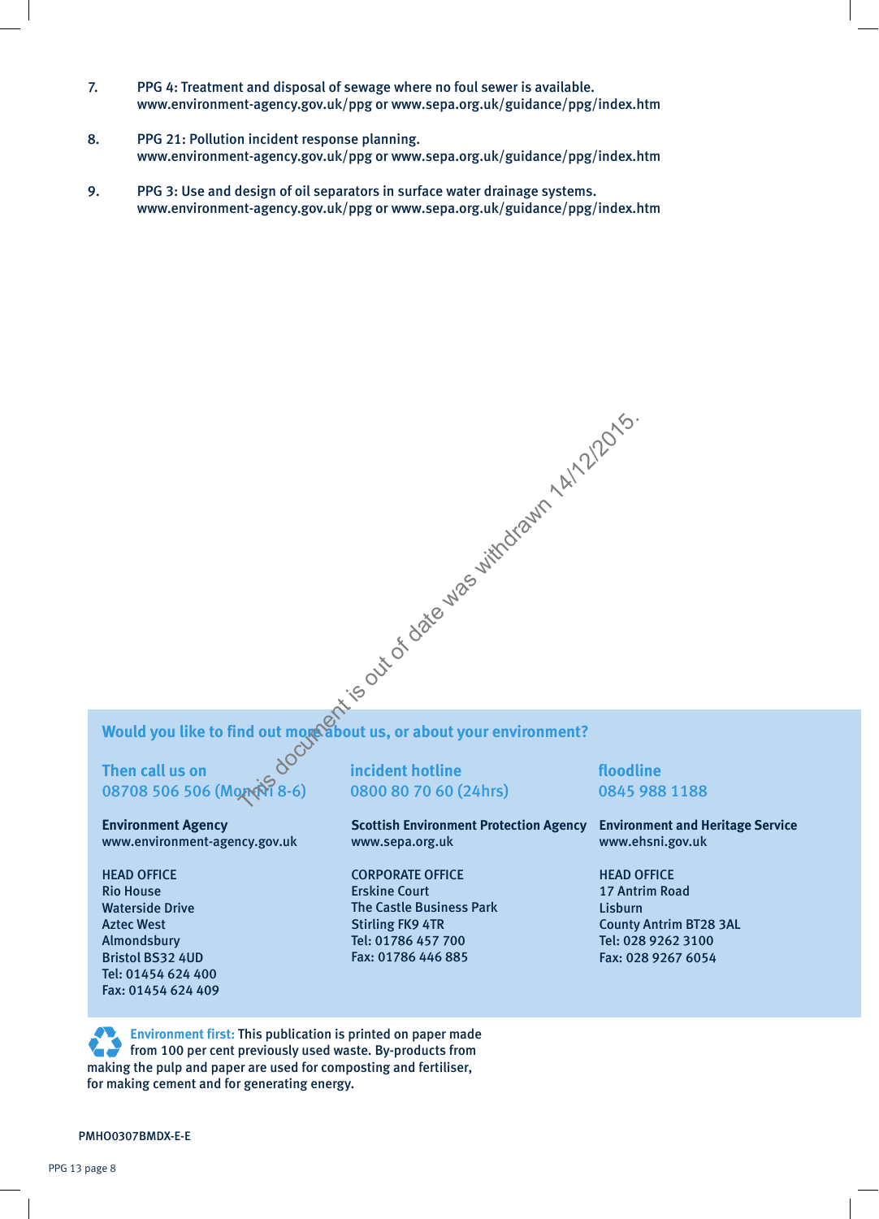7. PPG 4: Treatment and disposal of sewage where no foul sewer is available.
   www.environment-agency.gov.uk/ppg or www.sepa.org.uk/guidance/ppg/index.htm

8. PPG 21: Pollution incident response planning.
   www.environment-agency.gov.uk/ppg or www.sepa.org.uk/guidance/ppg/index.htm

9. PPG 3: Use and design of oil separators in surface water drainage systems.
   www.environment-agency.gov.uk/ppg or www.sepa.org.uk/guidance/ppg/index.htm

This document is out of date was withdrawn 14/12/2015.

## Would you like to find out more about us, or about your environment?

**Then call us on**
**08708 506 506 (Mon-Fri 8-6)**

**incident hotline**
**0800 80 70 60 (24hrs)**

**floodline**
**0845 988 1188**

**Environment Agency**
www.environment-agency.gov.uk

HEAD OFFICE
Rio House
Waterside Drive
Aztec West
Almondsbury
Bristol BS32 4UD
Tel: 01454 624 400
Fax: 01454 624 409

**Scottish Environment Protection Agency**
www.sepa.org.uk

CORPORATE OFFICE
Erskine Court
The Castle Business Park
Stirling FK9 4TR
Tel: 01786 457 700
Fax: 01786 446 885

**Environment and Heritage Service**
www.ehsni.gov.uk

HEAD OFFICE
17 Antrim Road
Lisburn
County Antrim BT28 3AL
Tel: 028 9262 3100
Fax: 028 9267 6054

**Environment first:** This publication is printed on paper made from 100 per cent previously used waste. By-products from making the pulp and paper are used for composting and fertiliser, for making cement and for generating energy.

PMHO0307BMDX-E-E